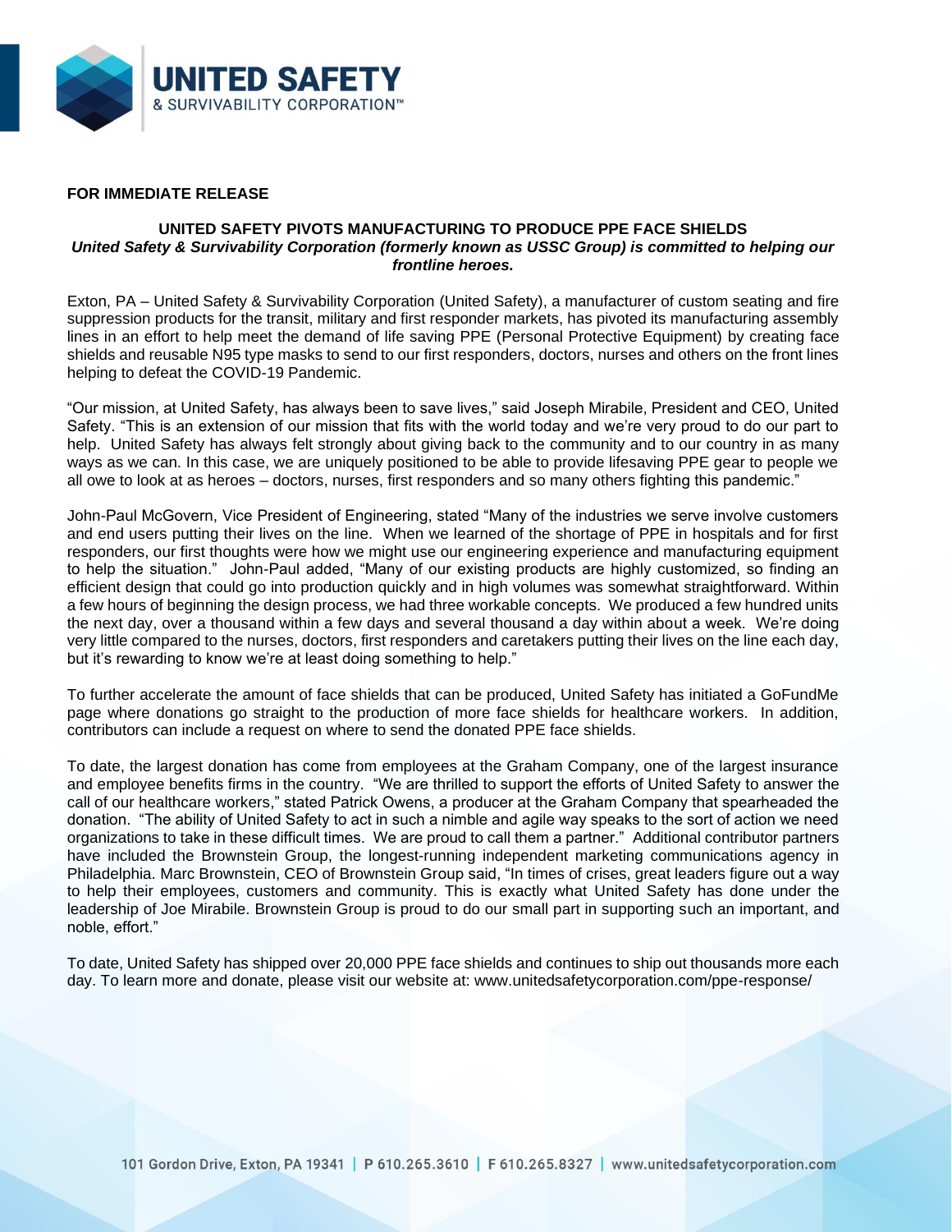**FOR IMMEDIATE RELEASE**

**UNITED SAFETY PIVOTS MANUFACTURING TO PRODUCE PPE FACE SHIELDS**

***United Safety & Survivability Corporation (formerly known as USSC Group) is committed to helping our frontline heroes.***

Exton, PA – United Safety & Survivability Corporation (United Safety), a manufacturer of custom seating and fire suppression products for the transit, military and first responder markets, has pivoted its manufacturing assembly lines in an effort to help meet the demand of life saving PPE (Personal Protective Equipment) by creating face shields and reusable N95 type masks to send to our first responders, doctors, nurses and others on the front lines helping to defeat the COVID-19 Pandemic.

"Our mission, at United Safety, has always been to save lives," said Joseph Mirabile, President and CEO, United Safety. "This is an extension of our mission that fits with the world today and we're very proud to do our part to help. United Safety has always felt strongly about giving back to the community and to our country in as many ways as we can. In this case, we are uniquely positioned to be able to provide lifesaving PPE gear to people we all owe to look at as heroes – doctors, nurses, first responders and so many others fighting this pandemic."

John-Paul McGovern, Vice President of Engineering, stated "Many of the industries we serve involve customers and end users putting their lives on the line. When we learned of the shortage of PPE in hospitals and for first responders, our first thoughts were how we might use our engineering experience and manufacturing equipment to help the situation." John-Paul added, "Many of our existing products are highly customized, so finding an efficient design that could go into production quickly and in high volumes was somewhat straightforward. Within a few hours of beginning the design process, we had three workable concepts. We produced a few hundred units the next day, over a thousand within a few days and several thousand a day within about a week. We're doing very little compared to the nurses, doctors, first responders and caretakers putting their lives on the line each day, but it's rewarding to know we're at least doing something to help."

To further accelerate the amount of face shields that can be produced, United Safety has initiated a GoFundMe page where donations go straight to the production of more face shields for healthcare workers. In addition, contributors can include a request on where to send the donated PPE face shields.

To date, the largest donation has come from employees at the Graham Company, one of the largest insurance and employee benefits firms in the country. "We are thrilled to support the efforts of United Safety to answer the call of our healthcare workers," stated Patrick Owens, a producer at the Graham Company that spearheaded the donation. "The ability of United Safety to act in such a nimble and agile way speaks to the sort of action we need organizations to take in these difficult times. We are proud to call them a partner." Additional contributor partners have included the Brownstein Group, the longest-running independent marketing communications agency in Philadelphia. Marc Brownstein, CEO of Brownstein Group said, "In times of crises, great leaders figure out a way to help their employees, customers and community. This is exactly what United Safety has done under the leadership of Joe Mirabile. Brownstein Group is proud to do our small part in supporting such an important, and noble, effort."

To date, United Safety has shipped over 20,000 PPE face shields and continues to ship out thousands more each day. To learn more and donate, please visit our website at: www.unitedsafetycorporation.com/ppe-response/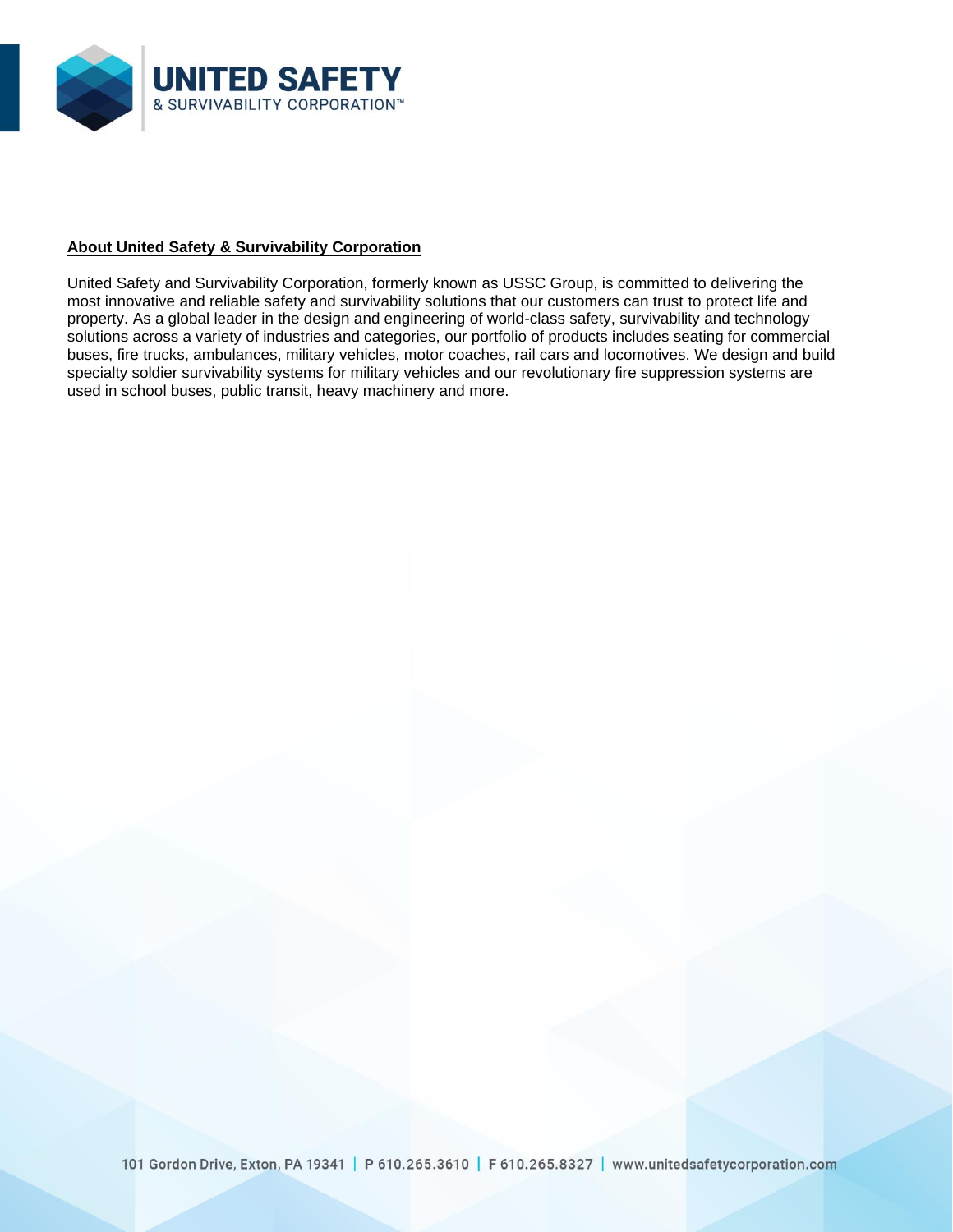**About United Safety & Survivability Corporation**

United Safety and Survivability Corporation, formerly known as USSC Group, is committed to delivering the most innovative and reliable safety and survivability solutions that our customers can trust to protect life and property. As a global leader in the design and engineering of world-class safety, survivability and technology solutions across a variety of industries and categories, our portfolio of products includes seating for commercial buses, fire trucks, ambulances, military vehicles, motor coaches, rail cars and locomotives. We design and build specialty soldier survivability systems for military vehicles and our revolutionary fire suppression systems are used in school buses, public transit, heavy machinery and more.